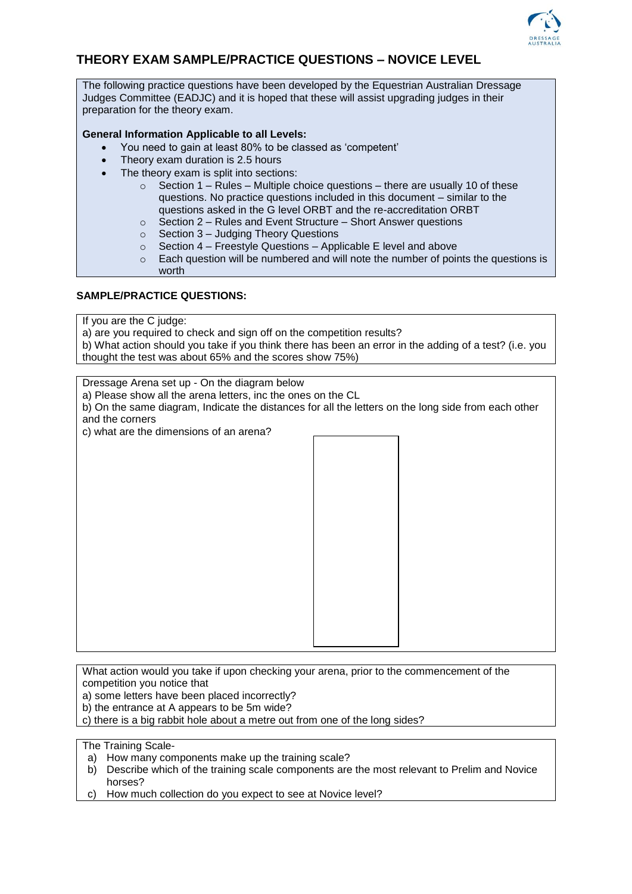## THEORY EXAM SAMPLE/PRACTICE QUESTIONS – NOVICE LEVEL

The following practice questions have been developed by the Equestrian Australian Dressage Judges Committee (EADJC) and it is hoped that these will assist upgrading judges in their preparation for the theory exam.

**General Information Applicable to all Levels:**

- You need to gain at least 80% to be classed as 'competent'
- Theory exam duration is 2.5 hours
- The theory exam is split into sections:
    - Section 1 – Rules – Multiple choice questions – there are usually 10 of these questions. No practice questions included in this document – similar to the questions asked in the G level ORBT and the re-accreditation ORBT
    - Section 2 – Rules and Event Structure – Short Answer questions
    - Section 3 – Judging Theory Questions
    - Section 4 – Freestyle Questions – Applicable E level and above
    - Each question will be numbered and will note the number of points the questions is worth

**SAMPLE/PRACTICE QUESTIONS:**

If you are the C judge:
a) are you required to check and sign off on the competition results?
b) What action should you take if you think there has been an error in the adding of a test? (i.e. you thought the test was about 65% and the scores show 75%)

Dressage Arena set up - On the diagram below
a) Please show all the arena letters, inc the ones on the CL
b) On the same diagram, Indicate the distances for all the letters on the long side from each other and the corners
c) what are the dimensions of an arena?

What action would you take if upon checking your arena, prior to the commencement of the competition you notice that
a) some letters have been placed incorrectly?
b) the entrance at A appears to be 5m wide?
c) there is a big rabbit hole about a metre out from one of the long sides?

The Training Scale-
a) How many components make up the training scale?
b) Describe which of the training scale components are the most relevant to Prelim and Novice horses?
c) How much collection do you expect to see at Novice level?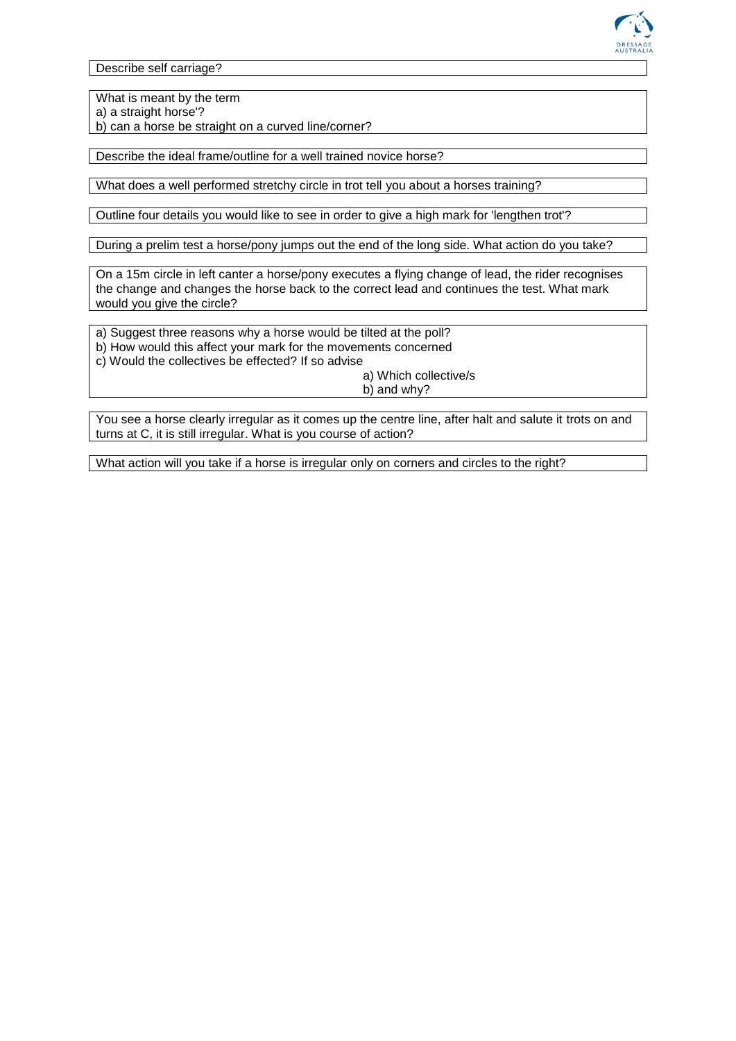Describe self carriage?

What is meant by the term
a) a straight horse'?
b) can a horse be straight on a curved line/corner?

Describe the ideal frame/outline for a well trained novice horse?

What does a well performed stretchy circle in trot tell you about a horses training?

Outline four details you would like to see in order to give a high mark for 'lengthen trot'?

During a prelim test a horse/pony jumps out the end of the long side. What action do you take?

On a 15m circle in left canter a horse/pony executes a flying change of lead, the rider recognises the change and changes the horse back to the correct lead and continues the test. What mark would you give the circle?

a) Suggest three reasons why a horse would be tilted at the poll?
b) How would this affect your mark for the movements concerned
c) Would the collectives be effected? If so advise
a) Which collective/s
b) and why?

You see a horse clearly irregular as it comes up the centre line, after halt and salute it trots on and turns at C, it is still irregular. What is you course of action?

What action will you take if a horse is irregular only on corners and circles to the right?